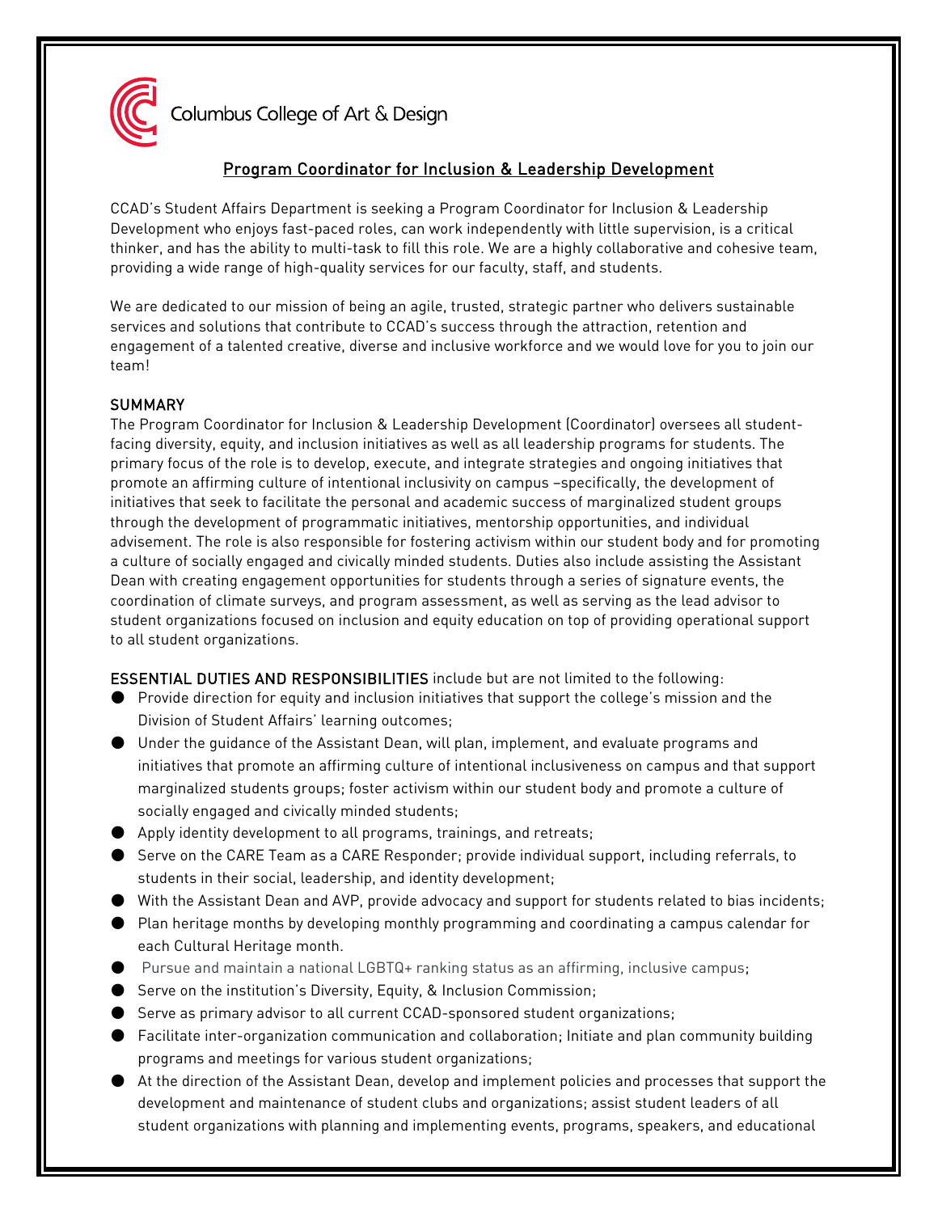Columbus College of Art & Design

## Program Coordinator for Inclusion & Leadership Development

CCAD's Student Affairs Department is seeking a Program Coordinator for Inclusion & Leadership Development who enjoys fast-paced roles, can work independently with little supervision, is a critical thinker, and has the ability to multi-task to fill this role. We are a highly collaborative and cohesive team, providing a wide range of high-quality services for our faculty, staff, and students.

We are dedicated to our mission of being an agile, trusted, strategic partner who delivers sustainable services and solutions that contribute to CCAD's success through the attraction, retention and engagement of a talented creative, diverse and inclusive workforce and we would love for you to join our team!

### SUMMARY

The Program Coordinator for Inclusion & Leadership Development (Coordinator) oversees all student-facing diversity, equity, and inclusion initiatives as well as all leadership programs for students. The primary focus of the role is to develop, execute, and integrate strategies and ongoing initiatives that promote an affirming culture of intentional inclusivity on campus –specifically, the development of initiatives that seek to facilitate the personal and academic success of marginalized student groups through the development of programmatic initiatives, mentorship opportunities, and individual advisement. The role is also responsible for fostering activism within our student body and for promoting a culture of socially engaged and civically minded students. Duties also include assisting the Assistant Dean with creating engagement opportunities for students through a series of signature events, the coordination of climate surveys, and program assessment, as well as serving as the lead advisor to student organizations focused on inclusion and equity education on top of providing operational support to all student organizations.

**ESSENTIAL DUTIES AND RESPONSIBILITIES** include but are not limited to the following:

- Provide direction for equity and inclusion initiatives that support the college's mission and the Division of Student Affairs' learning outcomes;
- Under the guidance of the Assistant Dean, will plan, implement, and evaluate programs and initiatives that promote an affirming culture of intentional inclusiveness on campus and that support marginalized students groups; foster activism within our student body and promote a culture of socially engaged and civically minded students;
- Apply identity development to all programs, trainings, and retreats;
- Serve on the CARE Team as a CARE Responder; provide individual support, including referrals, to students in their social, leadership, and identity development;
- With the Assistant Dean and AVP, provide advocacy and support for students related to bias incidents;
- Plan heritage months by developing monthly programming and coordinating a campus calendar for each Cultural Heritage month.
- Pursue and maintain a national LGBTQ+ ranking status as an affirming, inclusive campus;
- Serve on the institution's Diversity, Equity, & Inclusion Commission;
- Serve as primary advisor to all current CCAD-sponsored student organizations;
- Facilitate inter-organization communication and collaboration; Initiate and plan community building programs and meetings for various student organizations;
- At the direction of the Assistant Dean, develop and implement policies and processes that support the development and maintenance of student clubs and organizations; assist student leaders of all student organizations with planning and implementing events, programs, speakers, and educational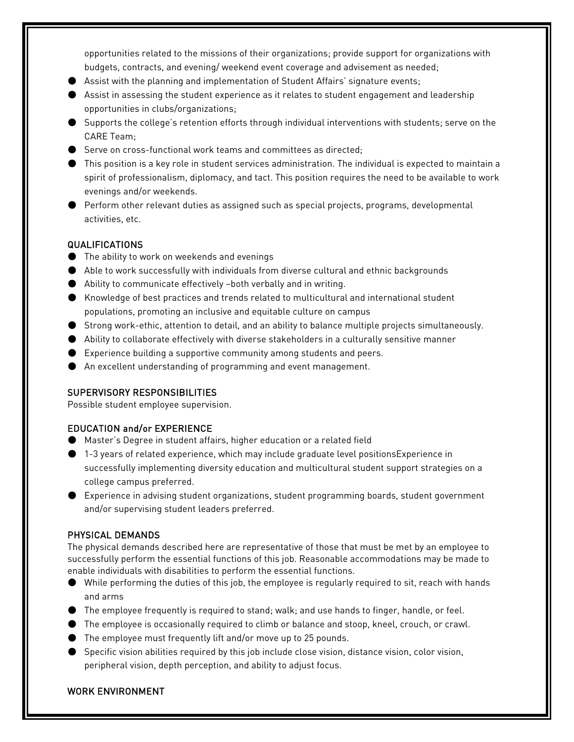opportunities related to the missions of their organizations; provide support for organizations with budgets, contracts, and evening/ weekend event coverage and advisement as needed;

- Assist with the planning and implementation of Student Affairs' signature events;
- Assist in assessing the student experience as it relates to student engagement and leadership opportunities in clubs/organizations;
- Supports the college's retention efforts through individual interventions with students; serve on the CARE Team;
- Serve on cross-functional work teams and committees as directed;
- This position is a key role in student services administration. The individual is expected to maintain a spirit of professionalism, diplomacy, and tact. This position requires the need to be available to work evenings and/or weekends.
- Perform other relevant duties as assigned such as special projects, programs, developmental activities, etc.

## QUALIFICATIONS

- The ability to work on weekends and evenings
- Able to work successfully with individuals from diverse cultural and ethnic backgrounds
- Ability to communicate effectively –both verbally and in writing.
- Knowledge of best practices and trends related to multicultural and international student populations, promoting an inclusive and equitable culture on campus
- Strong work-ethic, attention to detail, and an ability to balance multiple projects simultaneously.
- Ability to collaborate effectively with diverse stakeholders in a culturally sensitive manner
- Experience building a supportive community among students and peers.
- An excellent understanding of programming and event management.

## SUPERVISORY RESPONSIBILITIES

Possible student employee supervision.

## EDUCATION and/or EXPERIENCE

- Master's Degree in student affairs, higher education or a related field
- 1-3 years of related experience, which may include graduate level positionsExperience in successfully implementing diversity education and multicultural student support strategies on a college campus preferred.
- Experience in advising student organizations, student programming boards, student government and/or supervising student leaders preferred.

## PHYSICAL DEMANDS

The physical demands described here are representative of those that must be met by an employee to successfully perform the essential functions of this job. Reasonable accommodations may be made to enable individuals with disabilities to perform the essential functions.

- While performing the duties of this job, the employee is regularly required to sit, reach with hands and arms
- The employee frequently is required to stand; walk; and use hands to finger, handle, or feel.
- The employee is occasionally required to climb or balance and stoop, kneel, crouch, or crawl.
- The employee must frequently lift and/or move up to 25 pounds.
- Specific vision abilities required by this job include close vision, distance vision, color vision, peripheral vision, depth perception, and ability to adjust focus.

## WORK ENVIRONMENT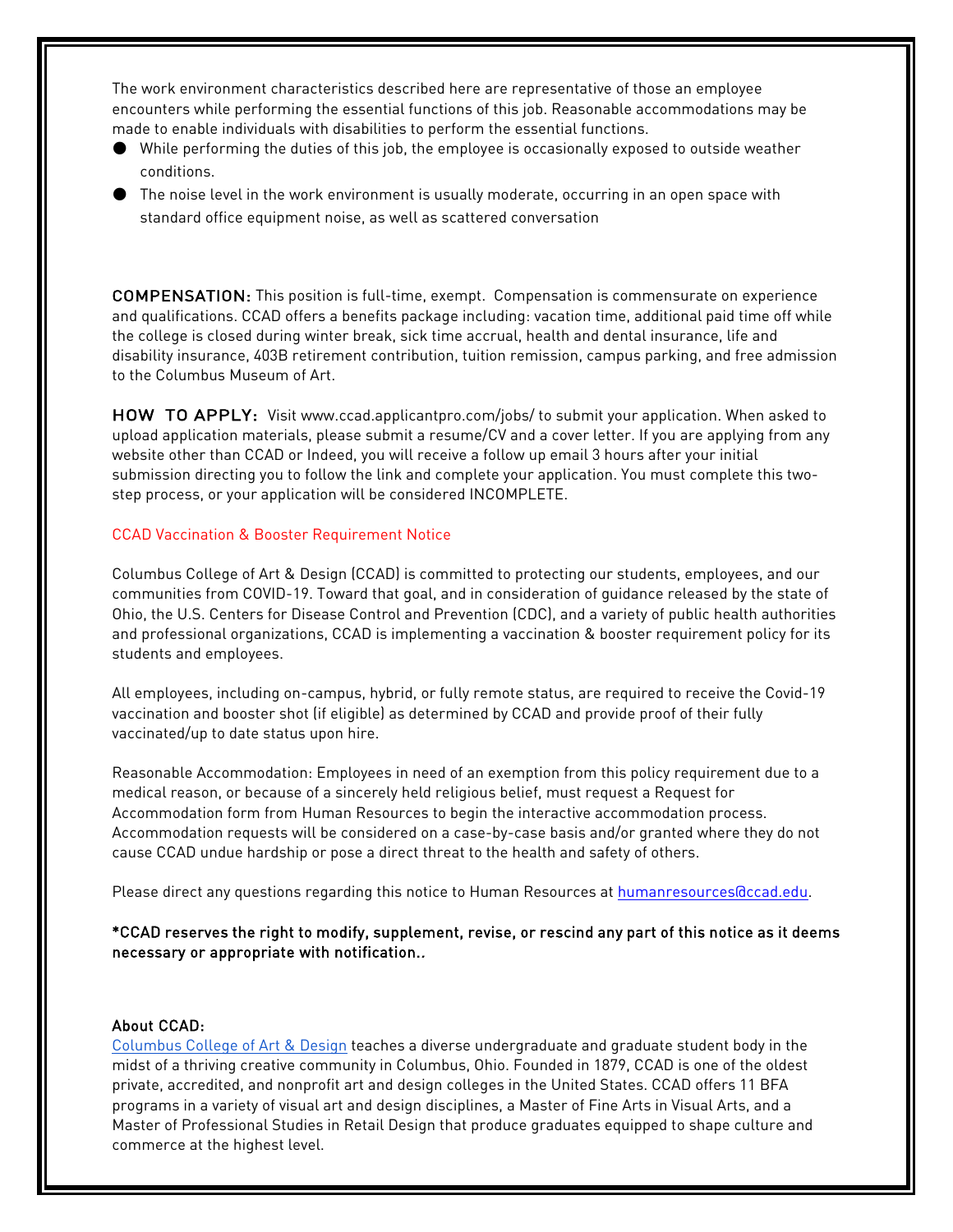The work environment characteristics described here are representative of those an employee encounters while performing the essential functions of this job. Reasonable accommodations may be made to enable individuals with disabilities to perform the essential functions.

- While performing the duties of this job, the employee is occasionally exposed to outside weather conditions.
- The noise level in the work environment is usually moderate, occurring in an open space with standard office equipment noise, as well as scattered conversation

**COMPENSATION:** This position is full-time, exempt. Compensation is commensurate on experience and qualifications. CCAD offers a benefits package including: vacation time, additional paid time off while the college is closed during winter break, sick time accrual, health and dental insurance, life and disability insurance, 403B retirement contribution, tuition remission, campus parking, and free admission to the Columbus Museum of Art.

**HOW TO APPLY:** Visit www.ccad.applicantpro.com/jobs/ to submit your application. When asked to upload application materials, please submit a resume/CV and a cover letter. If you are applying from any website other than CCAD or Indeed, you will receive a follow up email 3 hours after your initial submission directing you to follow the link and complete your application. You must complete this two-step process, or your application will be considered INCOMPLETE.

CCAD Vaccination & Booster Requirement Notice

Columbus College of Art & Design (CCAD) is committed to protecting our students, employees, and our communities from COVID-19. Toward that goal, and in consideration of guidance released by the state of Ohio, the U.S. Centers for Disease Control and Prevention (CDC), and a variety of public health authorities and professional organizations, CCAD is implementing a vaccination & booster requirement policy for its students and employees.

All employees, including on-campus, hybrid, or fully remote status, are required to receive the Covid-19 vaccination and booster shot (if eligible) as determined by CCAD and provide proof of their fully vaccinated/up to date status upon hire.

Reasonable Accommodation: Employees in need of an exemption from this policy requirement due to a medical reason, or because of a sincerely held religious belief, must request a Request for Accommodation form from Human Resources to begin the interactive accommodation process. Accommodation requests will be considered on a case-by-case basis and/or granted where they do not cause CCAD undue hardship or pose a direct threat to the health and safety of others.

Please direct any questions regarding this notice to Human Resources at humanresources@ccad.edu.

**\*CCAD reserves the right to modify, supplement, revise, or rescind any part of this notice as it deems necessary or appropriate with notification..**

**About CCAD:**

Columbus College of Art & Design teaches a diverse undergraduate and graduate student body in the midst of a thriving creative community in Columbus, Ohio. Founded in 1879, CCAD is one of the oldest private, accredited, and nonprofit art and design colleges in the United States. CCAD offers 11 BFA programs in a variety of visual art and design disciplines, a Master of Fine Arts in Visual Arts, and a Master of Professional Studies in Retail Design that produce graduates equipped to shape culture and commerce at the highest level.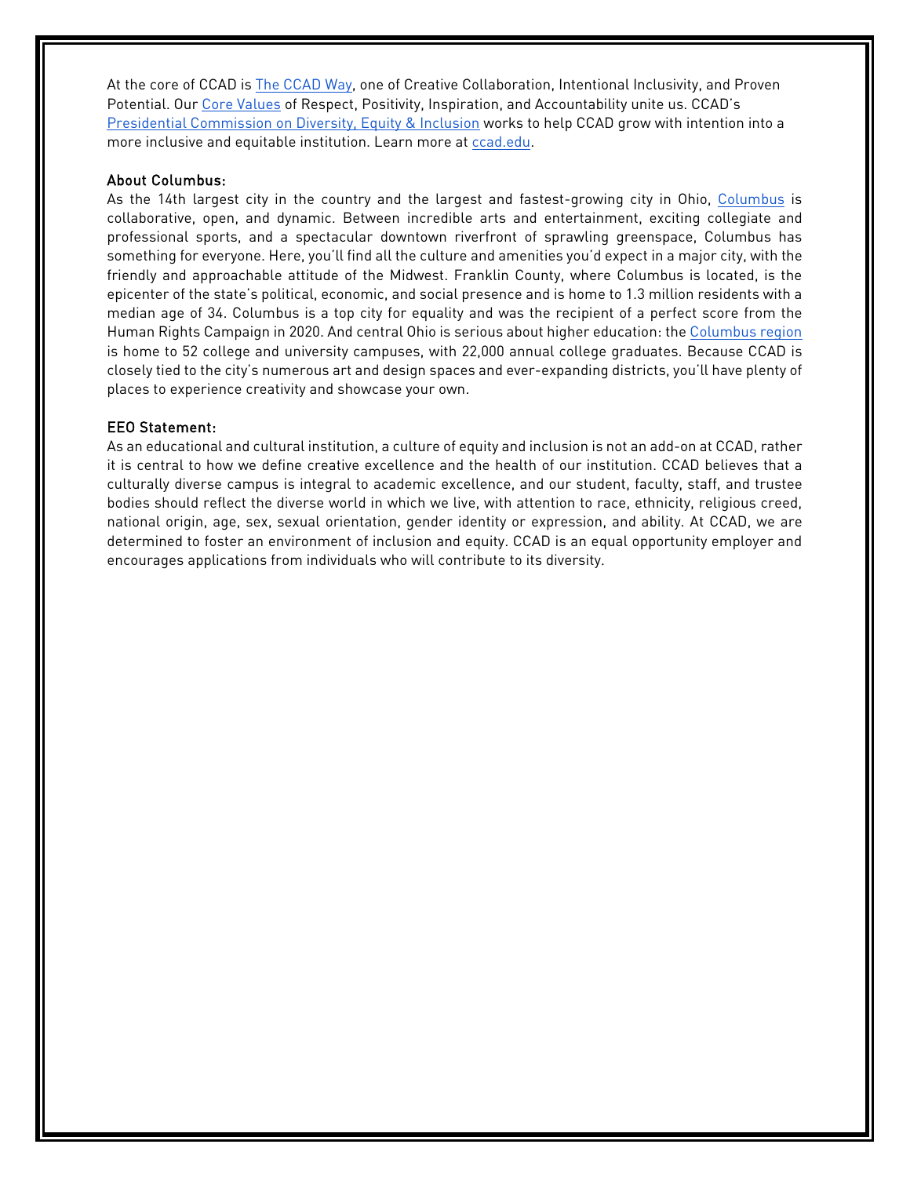At the core of CCAD is The CCAD Way, one of Creative Collaboration, Intentional Inclusivity, and Proven Potential. Our Core Values of Respect, Positivity, Inspiration, and Accountability unite us. CCAD's Presidential Commission on Diversity, Equity & Inclusion works to help CCAD grow with intention into a more inclusive and equitable institution. Learn more at ccad.edu.

**About Columbus:**

As the 14th largest city in the country and the largest and fastest-growing city in Ohio, Columbus is collaborative, open, and dynamic. Between incredible arts and entertainment, exciting collegiate and professional sports, and a spectacular downtown riverfront of sprawling greenspace, Columbus has something for everyone. Here, you'll find all the culture and amenities you'd expect in a major city, with the friendly and approachable attitude of the Midwest. Franklin County, where Columbus is located, is the epicenter of the state's political, economic, and social presence and is home to 1.3 million residents with a median age of 34. Columbus is a top city for equality and was the recipient of a perfect score from the Human Rights Campaign in 2020. And central Ohio is serious about higher education: the Columbus region is home to 52 college and university campuses, with 22,000 annual college graduates. Because CCAD is closely tied to the city's numerous art and design spaces and ever-expanding districts, you'll have plenty of places to experience creativity and showcase your own.

**EEO Statement:**

As an educational and cultural institution, a culture of equity and inclusion is not an add-on at CCAD, rather it is central to how we define creative excellence and the health of our institution. CCAD believes that a culturally diverse campus is integral to academic excellence, and our student, faculty, staff, and trustee bodies should reflect the diverse world in which we live, with attention to race, ethnicity, religious creed, national origin, age, sex, sexual orientation, gender identity or expression, and ability. At CCAD, we are determined to foster an environment of inclusion and equity. CCAD is an equal opportunity employer and encourages applications from individuals who will contribute to its diversity.